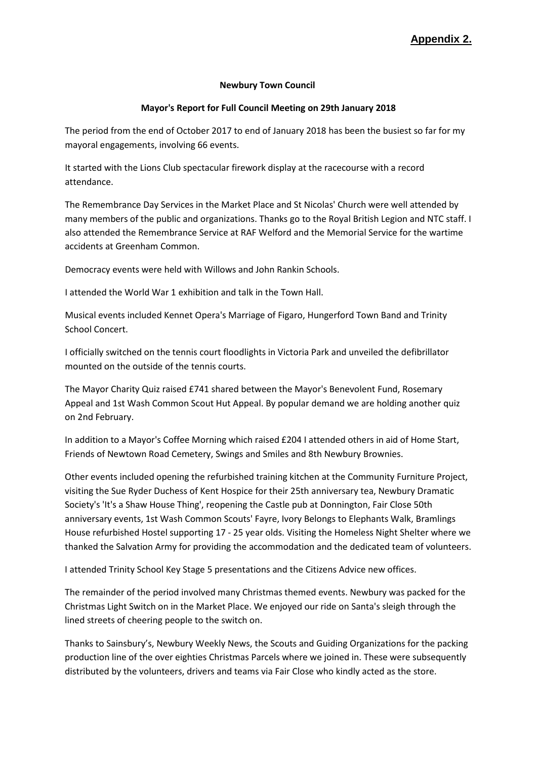**Appendix 2.**

**Newbury Town Council**

**Mayor's Report for Full Council Meeting on 29th January 2018**

The period from the end of October 2017 to end of January 2018 has been the busiest so far for my mayoral engagements, involving 66 events.

It started with the Lions Club spectacular firework display at the racecourse with a record attendance.

The Remembrance Day Services in the Market Place and St Nicolas' Church were well attended by many members of the public and organizations. Thanks go to the Royal British Legion and NTC staff. I also attended the Remembrance Service at RAF Welford and the Memorial Service for the wartime accidents at Greenham Common.

Democracy events were held with Willows and John Rankin Schools.

I attended the World War 1 exhibition and talk in the Town Hall.

Musical events included Kennet Opera's Marriage of Figaro, Hungerford Town Band and Trinity School Concert.

I officially switched on the tennis court floodlights in Victoria Park and unveiled the defibrillator mounted on the outside of the tennis courts.

The Mayor Charity Quiz raised £741 shared between the Mayor's Benevolent Fund, Rosemary Appeal and 1st Wash Common Scout Hut Appeal. By popular demand we are holding another quiz on 2nd February.

In addition to a Mayor's Coffee Morning which raised £204 I attended others in aid of Home Start, Friends of Newtown Road Cemetery, Swings and Smiles and 8th Newbury Brownies.

Other events included opening the refurbished training kitchen at the Community Furniture Project, visiting the Sue Ryder Duchess of Kent Hospice for their 25th anniversary tea, Newbury Dramatic Society's 'It's a Shaw House Thing', reopening the Castle pub at Donnington, Fair Close 50th anniversary events, 1st Wash Common Scouts' Fayre, Ivory Belongs to Elephants Walk, Bramlings House refurbished Hostel supporting 17 - 25 year olds. Visiting the Homeless Night Shelter where we thanked the Salvation Army for providing the accommodation and the dedicated team of volunteers.

I attended Trinity School Key Stage 5 presentations and the Citizens Advice new offices.

The remainder of the period involved many Christmas themed events. Newbury was packed for the Christmas Light Switch on in the Market Place. We enjoyed our ride on Santa's sleigh through the lined streets of cheering people to the switch on.

Thanks to Sainsbury's, Newbury Weekly News, the Scouts and Guiding Organizations for the packing production line of the over eighties Christmas Parcels where we joined in. These were subsequently distributed by the volunteers, drivers and teams via Fair Close who kindly acted as the store.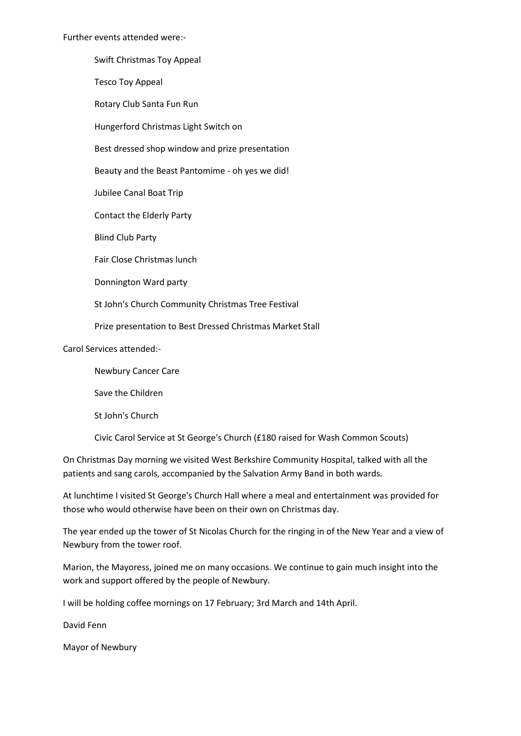Further events attended were:-

- Swift Christmas Toy Appeal
- Tesco Toy Appeal
- Rotary Club Santa Fun Run
- Hungerford Christmas Light Switch on
- Best dressed shop window and prize presentation
- Beauty and the Beast Pantomime - oh yes we did!
- Jubilee Canal Boat Trip
- Contact the Elderly Party
- Blind Club Party
- Fair Close Christmas lunch
- Donnington Ward party
- St John's Church Community Christmas Tree Festival
- Prize presentation to Best Dressed Christmas Market Stall

Carol Services attended:-

- Newbury Cancer Care
- Save the Children
- St John's Church
- Civic Carol Service at St George's Church (£180 raised for Wash Common Scouts)

On Christmas Day morning we visited West Berkshire Community Hospital, talked with all the patients and sang carols, accompanied by the Salvation Army Band in both wards.

At lunchtime I visited St George's Church Hall where a meal and entertainment was provided for those who would otherwise have been on their own on Christmas day.

The year ended up the tower of St Nicolas Church for the ringing in of the New Year and a view of Newbury from the tower roof.

Marion, the Mayoress, joined me on many occasions. We continue to gain much insight into the work and support offered by the people of Newbury.

I will be holding coffee mornings on 17 February; 3rd March and 14th April.

David Fenn

Mayor of Newbury